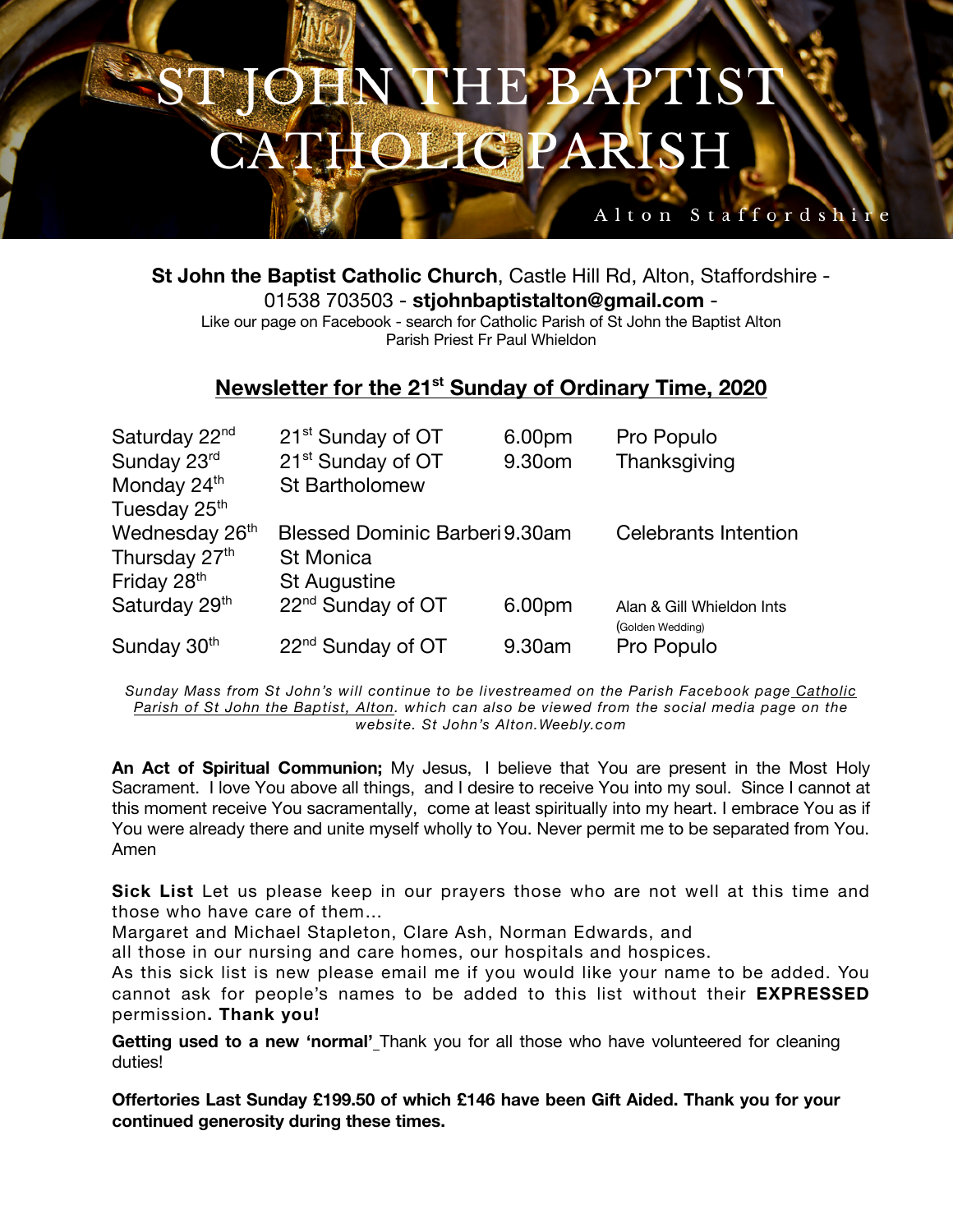# ST JOHN THE BAPTIST CATHOLIC PARISH

Alton Staffordshire

**St John the Baptist Catholic Church**, Castle Hill Rd, Alton, Staffordshire - 01538 703503 - **stjohnbaptistalton@gmail.com** -
Like our page on Facebook - search for Catholic Parish of St John the Baptist Alton
Parish Priest Fr Paul Whieldon

## Newsletter for the 21st Sunday of Ordinary Time, 2020

| | | | |
|---|---|---|---|
| Saturday 22nd | 21st Sunday of OT | 6.00pm | Pro Populo |
| Sunday 23rd | 21st Sunday of OT | 9.30om | Thanksgiving |
| Monday 24th | St Bartholomew | | |
| Tuesday 25th | | | |
| Wednesday 26th | Blessed Dominic Barberi | 9.30am | Celebrants Intention |
| Thursday 27th | St Monica | | |
| Friday 28th | St Augustine | | |
| Saturday 29th | 22nd Sunday of OT | 6.00pm | Alan & Gill Whieldon Ints (Golden Wedding) |
| Sunday 30th | 22nd Sunday of OT | 9.30am | Pro Populo |

*Sunday Mass from St John's will continue to be livestreamed on the Parish Facebook page Catholic Parish of St John the Baptist, Alton. which can also be viewed from the social media page on the website. St John's Alton.Weebly.com*

**An Act of Spiritual Communion;** My Jesus, I believe that You are present in the Most Holy Sacrament. I love You above all things, and I desire to receive You into my soul. Since I cannot at this moment receive You sacramentally, come at least spiritually into my heart. I embrace You as if You were already there and unite myself wholly to You. Never permit me to be separated from You. Amen

**Sick List** Let us please keep in our prayers those who are not well at this time and those who have care of them…
Margaret and Michael Stapleton, Clare Ash, Norman Edwards, and
all those in our nursing and care homes, our hospitals and hospices.
As this sick list is new please email me if you would like your name to be added. You cannot ask for people's names to be added to this list without their **EXPRESSED** permission**. Thank you!**

**Getting used to a new 'normal'** Thank you for all those who have volunteered for cleaning duties!

**Offertories Last Sunday £199.50 of which £146 have been Gift Aided. Thank you for your continued generosity during these times.**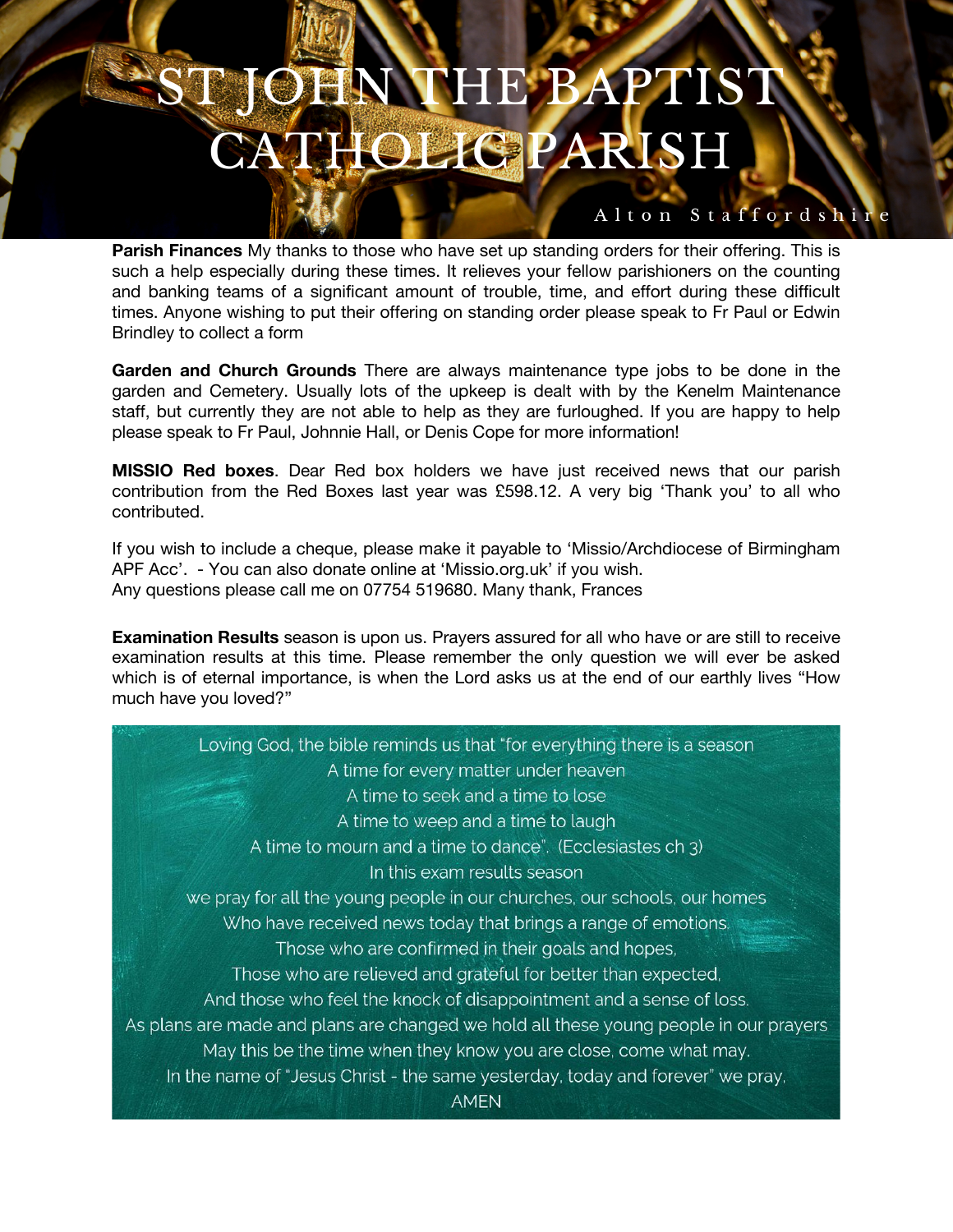# ST JOHN THE BAPTIST CATHOLIC PARISH

Alton Staffordshire

**Parish Finances** My thanks to those who have set up standing orders for their offering. This is such a help especially during these times. It relieves your fellow parishioners on the counting and banking teams of a significant amount of trouble, time, and effort during these difficult times. Anyone wishing to put their offering on standing order please speak to Fr Paul or Edwin Brindley to collect a form

**Garden and Church Grounds** There are always maintenance type jobs to be done in the garden and Cemetery. Usually lots of the upkeep is dealt with by the Kenelm Maintenance staff, but currently they are not able to help as they are furloughed. If you are happy to help please speak to Fr Paul, Johnnie Hall, or Denis Cope for more information!

**MISSIO Red boxes**. Dear Red box holders we have just received news that our parish contribution from the Red Boxes last year was £598.12. A very big 'Thank you' to all who contributed.

If you wish to include a cheque, please make it payable to 'Missio/Archdiocese of Birmingham APF Acc'. - You can also donate online at 'Missio.org.uk' if you wish.
Any questions please call me on 07754 519680. Many thank, Frances

**Examination Results** season is upon us. Prayers assured for all who have or are still to receive examination results at this time. Please remember the only question we will ever be asked which is of eternal importance, is when the Lord asks us at the end of our earthly lives "How much have you loved?"

Loving God, the bible reminds us that "for everything there is a season
A time for every matter under heaven
A time to seek and a time to lose
A time to weep and a time to laugh
A time to mourn and a time to dance". (Ecclesiastes ch 3)
In this exam results season
we pray for all the young people in our churches, our schools, our homes
Who have received news today that brings a range of emotions.
Those who are confirmed in their goals and hopes,
Those who are relieved and grateful for better than expected,
And those who feel the knock of disappointment and a sense of loss.
As plans are made and plans are changed we hold all these young people in our prayers
May this be the time when they know you are close, come what may.
In the name of "Jesus Christ - the same yesterday, today and forever" we pray,
AMEN